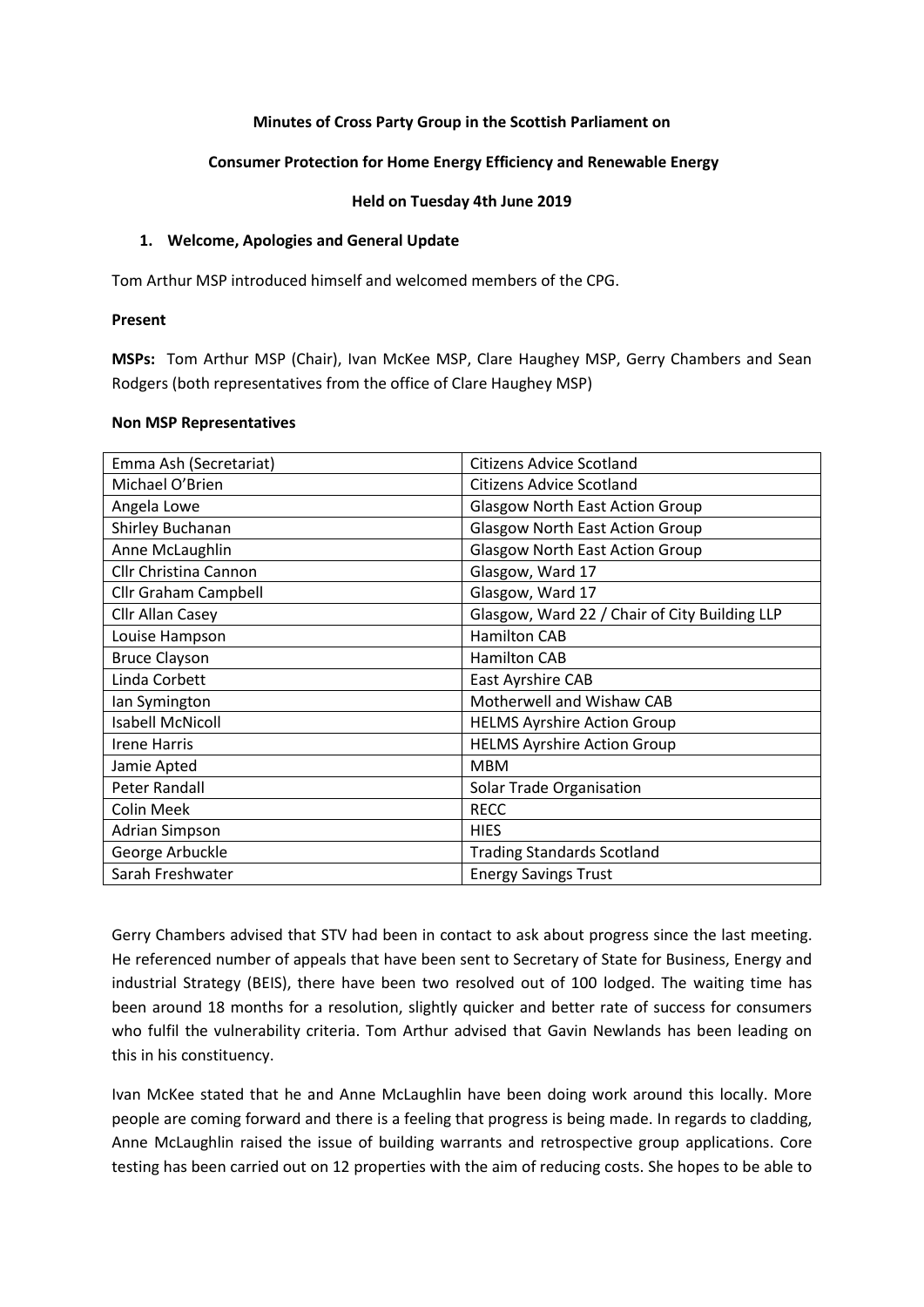**Minutes of Cross Party Group in the Scottish Parliament on**

**Consumer Protection for Home Energy Efficiency and Renewable Energy**

**Held on Tuesday 4th June 2019**

## 1. Welcome, Apologies and General Update

Tom Arthur MSP introduced himself and welcomed members of the CPG.

**Present**

**MSPs:** Tom Arthur MSP (Chair), Ivan McKee MSP, Clare Haughey MSP, Gerry Chambers and Sean Rodgers (both representatives from the office of Clare Haughey MSP)

**Non MSP Representatives**

| | |
|---|---|
| Emma Ash (Secretariat) | Citizens Advice Scotland |
| Michael O'Brien | Citizens Advice Scotland |
| Angela Lowe | Glasgow North East Action Group |
| Shirley Buchanan | Glasgow North East Action Group |
| Anne McLaughlin | Glasgow North East Action Group |
| Cllr Christina Cannon | Glasgow, Ward 17 |
| Cllr Graham Campbell | Glasgow, Ward 17 |
| Cllr Allan Casey | Glasgow, Ward 22 / Chair of City Building LLP |
| Louise Hampson | Hamilton CAB |
| Bruce Clayson | Hamilton CAB |
| Linda Corbett | East Ayrshire CAB |
| Ian Symington | Motherwell and Wishaw CAB |
| Isabell McNicoll | HELMS Ayrshire Action Group |
| Irene Harris | HELMS Ayrshire Action Group |
| Jamie Apted | MBM |
| Peter Randall | Solar Trade Organisation |
| Colin Meek | RECC |
| Adrian Simpson | HIES |
| George Arbuckle | Trading Standards Scotland |
| Sarah Freshwater | Energy Savings Trust |

Gerry Chambers advised that STV had been in contact to ask about progress since the last meeting. He referenced number of appeals that have been sent to Secretary of State for Business, Energy and industrial Strategy (BEIS), there have been two resolved out of 100 lodged. The waiting time has been around 18 months for a resolution, slightly quicker and better rate of success for consumers who fulfil the vulnerability criteria. Tom Arthur advised that Gavin Newlands has been leading on this in his constituency.

Ivan McKee stated that he and Anne McLaughlin have been doing work around this locally. More people are coming forward and there is a feeling that progress is being made. In regards to cladding, Anne McLaughlin raised the issue of building warrants and retrospective group applications. Core testing has been carried out on 12 properties with the aim of reducing costs. She hopes to be able to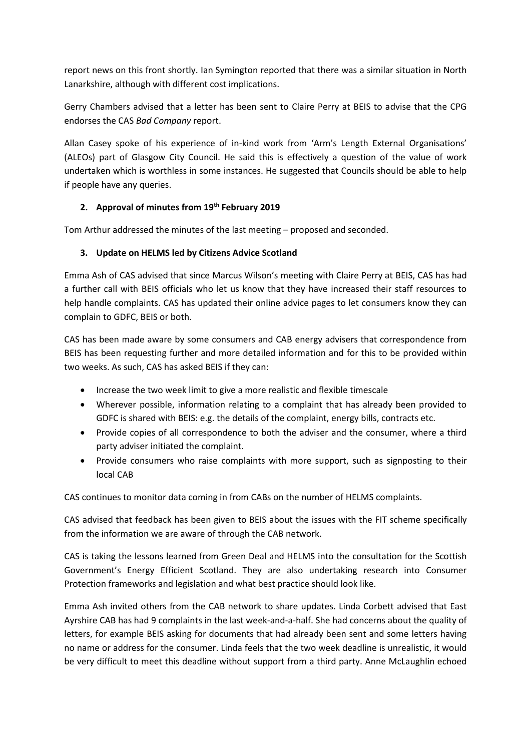report news on this front shortly. Ian Symington reported that there was a similar situation in North Lanarkshire, although with different cost implications.

Gerry Chambers advised that a letter has been sent to Claire Perry at BEIS to advise that the CPG endorses the CAS *Bad Company* report.

Allan Casey spoke of his experience of in-kind work from 'Arm's Length External Organisations' (ALEOs) part of Glasgow City Council. He said this is effectively a question of the value of work undertaken which is worthless in some instances. He suggested that Councils should be able to help if people have any queries.

## 2. Approval of minutes from 19th February 2019

Tom Arthur addressed the minutes of the last meeting – proposed and seconded.

## 3. Update on HELMS led by Citizens Advice Scotland

Emma Ash of CAS advised that since Marcus Wilson's meeting with Claire Perry at BEIS, CAS has had a further call with BEIS officials who let us know that they have increased their staff resources to help handle complaints. CAS has updated their online advice pages to let consumers know they can complain to GDFC, BEIS or both.

CAS has been made aware by some consumers and CAB energy advisers that correspondence from BEIS has been requesting further and more detailed information and for this to be provided within two weeks. As such, CAS has asked BEIS if they can:

- Increase the two week limit to give a more realistic and flexible timescale
- Wherever possible, information relating to a complaint that has already been provided to GDFC is shared with BEIS: e.g. the details of the complaint, energy bills, contracts etc.
- Provide copies of all correspondence to both the adviser and the consumer, where a third party adviser initiated the complaint.
- Provide consumers who raise complaints with more support, such as signposting to their local CAB

CAS continues to monitor data coming in from CABs on the number of HELMS complaints.

CAS advised that feedback has been given to BEIS about the issues with the FIT scheme specifically from the information we are aware of through the CAB network.

CAS is taking the lessons learned from Green Deal and HELMS into the consultation for the Scottish Government's Energy Efficient Scotland. They are also undertaking research into Consumer Protection frameworks and legislation and what best practice should look like.

Emma Ash invited others from the CAB network to share updates. Linda Corbett advised that East Ayrshire CAB has had 9 complaints in the last week-and-a-half. She had concerns about the quality of letters, for example BEIS asking for documents that had already been sent and some letters having no name or address for the consumer. Linda feels that the two week deadline is unrealistic, it would be very difficult to meet this deadline without support from a third party. Anne McLaughlin echoed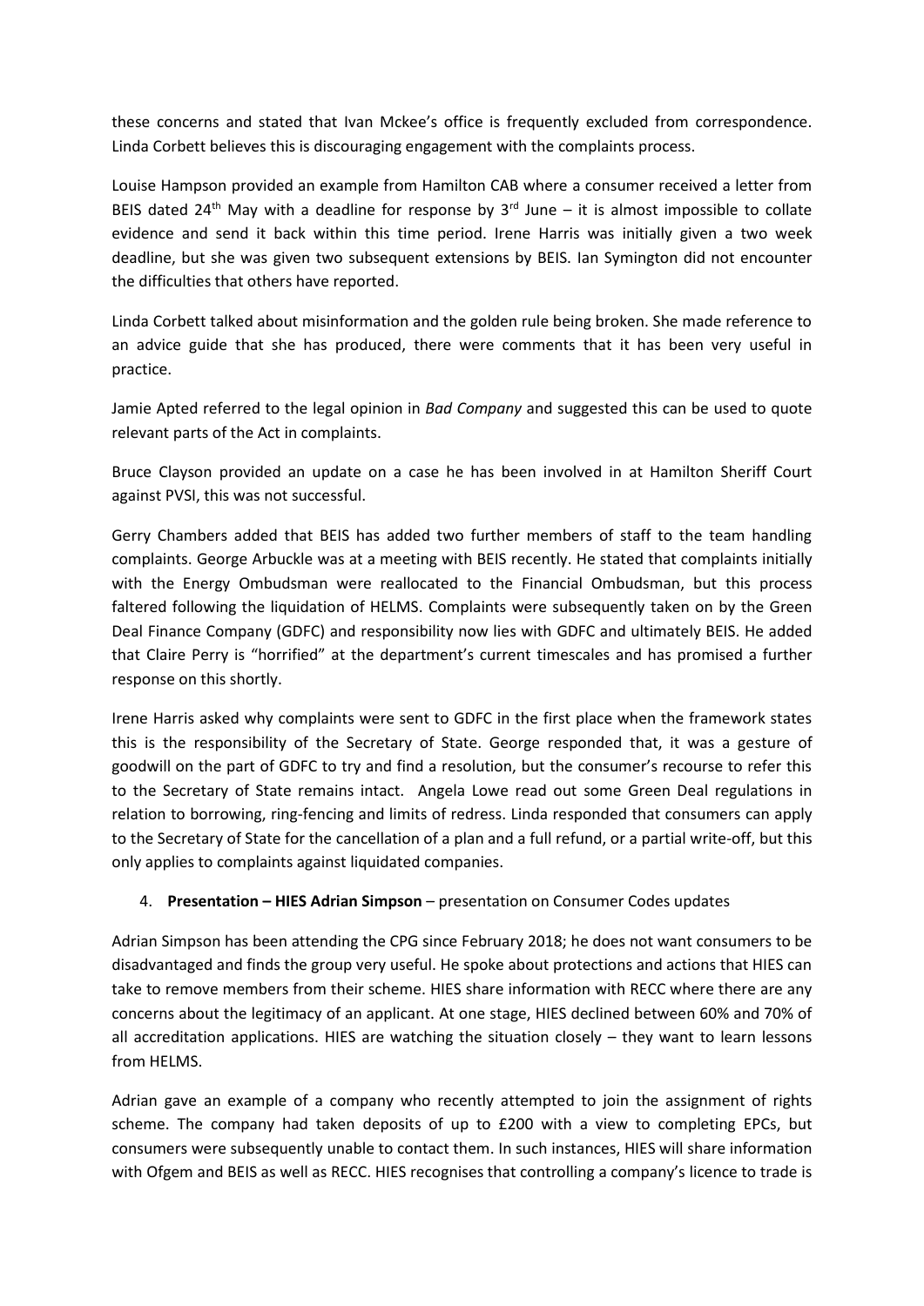these concerns and stated that Ivan Mckee's office is frequently excluded from correspondence. Linda Corbett believes this is discouraging engagement with the complaints process.

Louise Hampson provided an example from Hamilton CAB where a consumer received a letter from BEIS dated 24th May with a deadline for response by 3rd June – it is almost impossible to collate evidence and send it back within this time period. Irene Harris was initially given a two week deadline, but she was given two subsequent extensions by BEIS. Ian Symington did not encounter the difficulties that others have reported.

Linda Corbett talked about misinformation and the golden rule being broken. She made reference to an advice guide that she has produced, there were comments that it has been very useful in practice.

Jamie Apted referred to the legal opinion in *Bad Company* and suggested this can be used to quote relevant parts of the Act in complaints.

Bruce Clayson provided an update on a case he has been involved in at Hamilton Sheriff Court against PVSI, this was not successful.

Gerry Chambers added that BEIS has added two further members of staff to the team handling complaints. George Arbuckle was at a meeting with BEIS recently. He stated that complaints initially with the Energy Ombudsman were reallocated to the Financial Ombudsman, but this process faltered following the liquidation of HELMS. Complaints were subsequently taken on by the Green Deal Finance Company (GDFC) and responsibility now lies with GDFC and ultimately BEIS. He added that Claire Perry is "horrified" at the department's current timescales and has promised a further response on this shortly.

Irene Harris asked why complaints were sent to GDFC in the first place when the framework states this is the responsibility of the Secretary of State. George responded that, it was a gesture of goodwill on the part of GDFC to try and find a resolution, but the consumer's recourse to refer this to the Secretary of State remains intact. Angela Lowe read out some Green Deal regulations in relation to borrowing, ring-fencing and limits of redress. Linda responded that consumers can apply to the Secretary of State for the cancellation of a plan and a full refund, or a partial write-off, but this only applies to complaints against liquidated companies.

4. **Presentation – HIES Adrian Simpson** – presentation on Consumer Codes updates

Adrian Simpson has been attending the CPG since February 2018; he does not want consumers to be disadvantaged and finds the group very useful. He spoke about protections and actions that HIES can take to remove members from their scheme. HIES share information with RECC where there are any concerns about the legitimacy of an applicant. At one stage, HIES declined between 60% and 70% of all accreditation applications. HIES are watching the situation closely – they want to learn lessons from HELMS.

Adrian gave an example of a company who recently attempted to join the assignment of rights scheme. The company had taken deposits of up to £200 with a view to completing EPCs, but consumers were subsequently unable to contact them. In such instances, HIES will share information with Ofgem and BEIS as well as RECC. HIES recognises that controlling a company's licence to trade is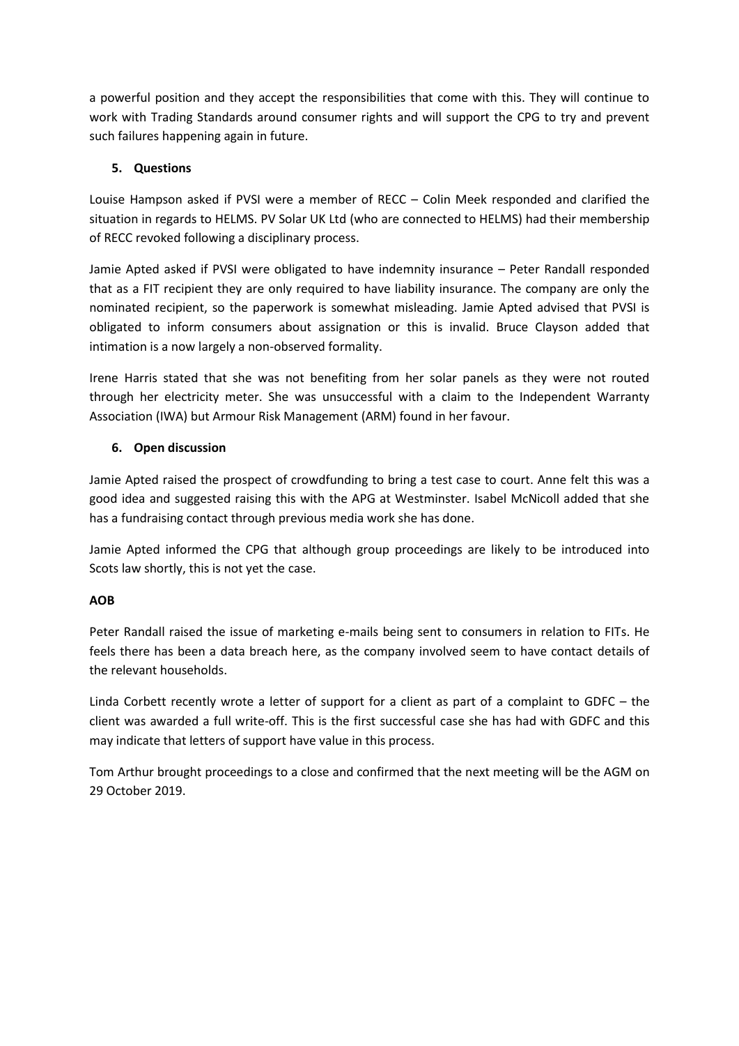a powerful position and they accept the responsibilities that come with this. They will continue to work with Trading Standards around consumer rights and will support the CPG to try and prevent such failures happening again in future.

5. **Questions**

Louise Hampson asked if PVSI were a member of RECC – Colin Meek responded and clarified the situation in regards to HELMS. PV Solar UK Ltd (who are connected to HELMS) had their membership of RECC revoked following a disciplinary process.

Jamie Apted asked if PVSI were obligated to have indemnity insurance – Peter Randall responded that as a FIT recipient they are only required to have liability insurance. The company are only the nominated recipient, so the paperwork is somewhat misleading. Jamie Apted advised that PVSI is obligated to inform consumers about assignation or this is invalid. Bruce Clayson added that intimation is a now largely a non-observed formality.

Irene Harris stated that she was not benefiting from her solar panels as they were not routed through her electricity meter. She was unsuccessful with a claim to the Independent Warranty Association (IWA) but Armour Risk Management (ARM) found in her favour.

6. **Open discussion**

Jamie Apted raised the prospect of crowdfunding to bring a test case to court. Anne felt this was a good idea and suggested raising this with the APG at Westminster. Isabel McNicoll added that she has a fundraising contact through previous media work she has done.

Jamie Apted informed the CPG that although group proceedings are likely to be introduced into Scots law shortly, this is not yet the case.

**AOB**

Peter Randall raised the issue of marketing e-mails being sent to consumers in relation to FITs. He feels there has been a data breach here, as the company involved seem to have contact details of the relevant households.

Linda Corbett recently wrote a letter of support for a client as part of a complaint to GDFC – the client was awarded a full write-off. This is the first successful case she has had with GDFC and this may indicate that letters of support have value in this process.

Tom Arthur brought proceedings to a close and confirmed that the next meeting will be the AGM on 29 October 2019.